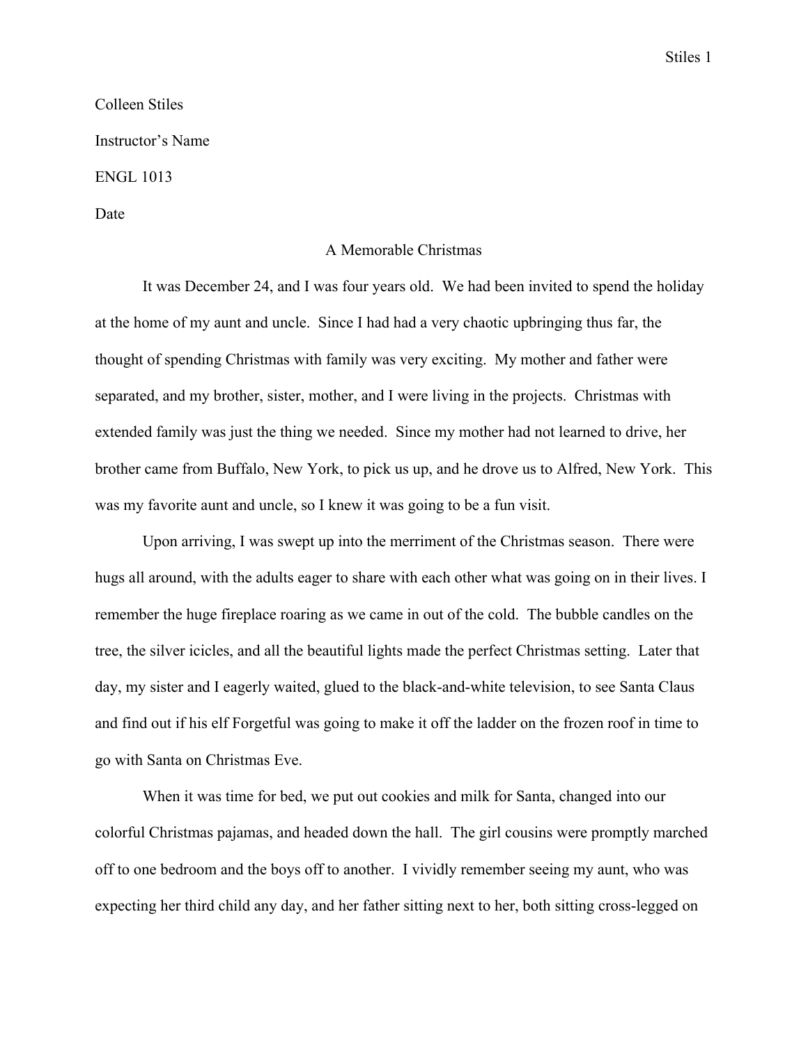Colleen Stiles

Instructor's Name

ENGL 1013

Date

# A Memorable Christmas

It was December 24, and I was four years old. We had been invited to spend the holiday at the home of my aunt and uncle. Since I had had a very chaotic upbringing thus far, the thought of spending Christmas with family was very exciting. My mother and father were separated, and my brother, sister, mother, and I were living in the projects. Christmas with extended family was just the thing we needed. Since my mother had not learned to drive, her brother came from Buffalo, New York, to pick us up, and he drove us to Alfred, New York. This was my favorite aunt and uncle, so I knew it was going to be a fun visit.

Upon arriving, I was swept up into the merriment of the Christmas season. There were hugs all around, with the adults eager to share with each other what was going on in their lives. I remember the huge fireplace roaring as we came in out of the cold. The bubble candles on the tree, the silver icicles, and all the beautiful lights made the perfect Christmas setting. Later that day, my sister and I eagerly waited, glued to the black-and-white television, to see Santa Claus and find out if his elf Forgetful was going to make it off the ladder on the frozen roof in time to go with Santa on Christmas Eve.

When it was time for bed, we put out cookies and milk for Santa, changed into our colorful Christmas pajamas, and headed down the hall. The girl cousins were promptly marched off to one bedroom and the boys off to another. I vividly remember seeing my aunt, who was expecting her third child any day, and her father sitting next to her, both sitting cross-legged on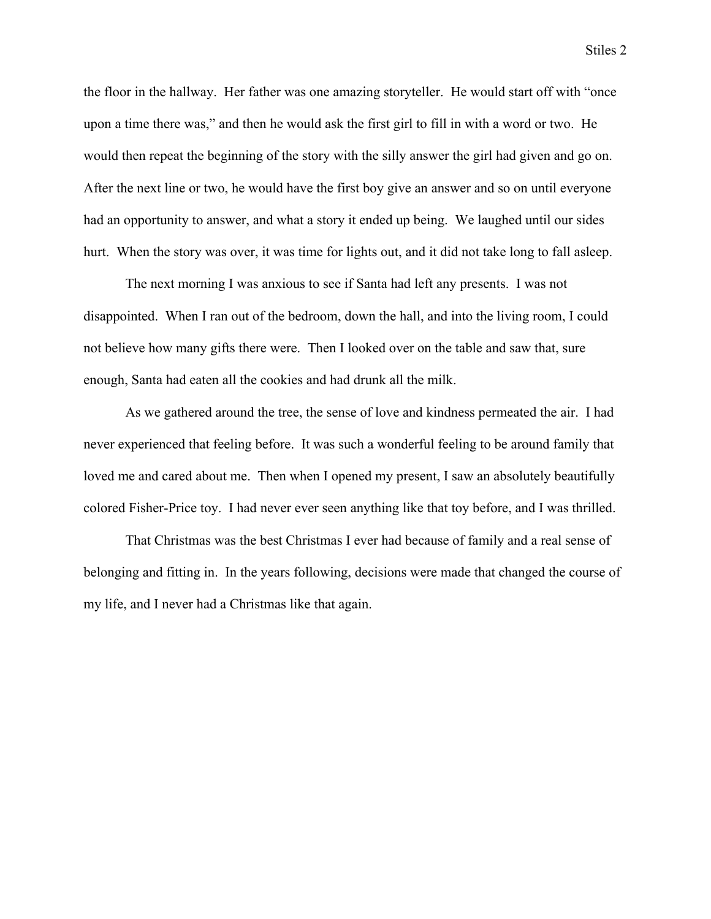the floor in the hallway. Her father was one amazing storyteller. He would start off with "once upon a time there was," and then he would ask the first girl to fill in with a word or two. He would then repeat the beginning of the story with the silly answer the girl had given and go on. After the next line or two, he would have the first boy give an answer and so on until everyone had an opportunity to answer, and what a story it ended up being. We laughed until our sides hurt. When the story was over, it was time for lights out, and it did not take long to fall asleep.

The next morning I was anxious to see if Santa had left any presents. I was not disappointed. When I ran out of the bedroom, down the hall, and into the living room, I could not believe how many gifts there were. Then I looked over on the table and saw that, sure enough, Santa had eaten all the cookies and had drunk all the milk.

As we gathered around the tree, the sense of love and kindness permeated the air. I had never experienced that feeling before. It was such a wonderful feeling to be around family that loved me and cared about me. Then when I opened my present, I saw an absolutely beautifully colored Fisher-Price toy. I had never ever seen anything like that toy before, and I was thrilled.

That Christmas was the best Christmas I ever had because of family and a real sense of belonging and fitting in. In the years following, decisions were made that changed the course of my life, and I never had a Christmas like that again.